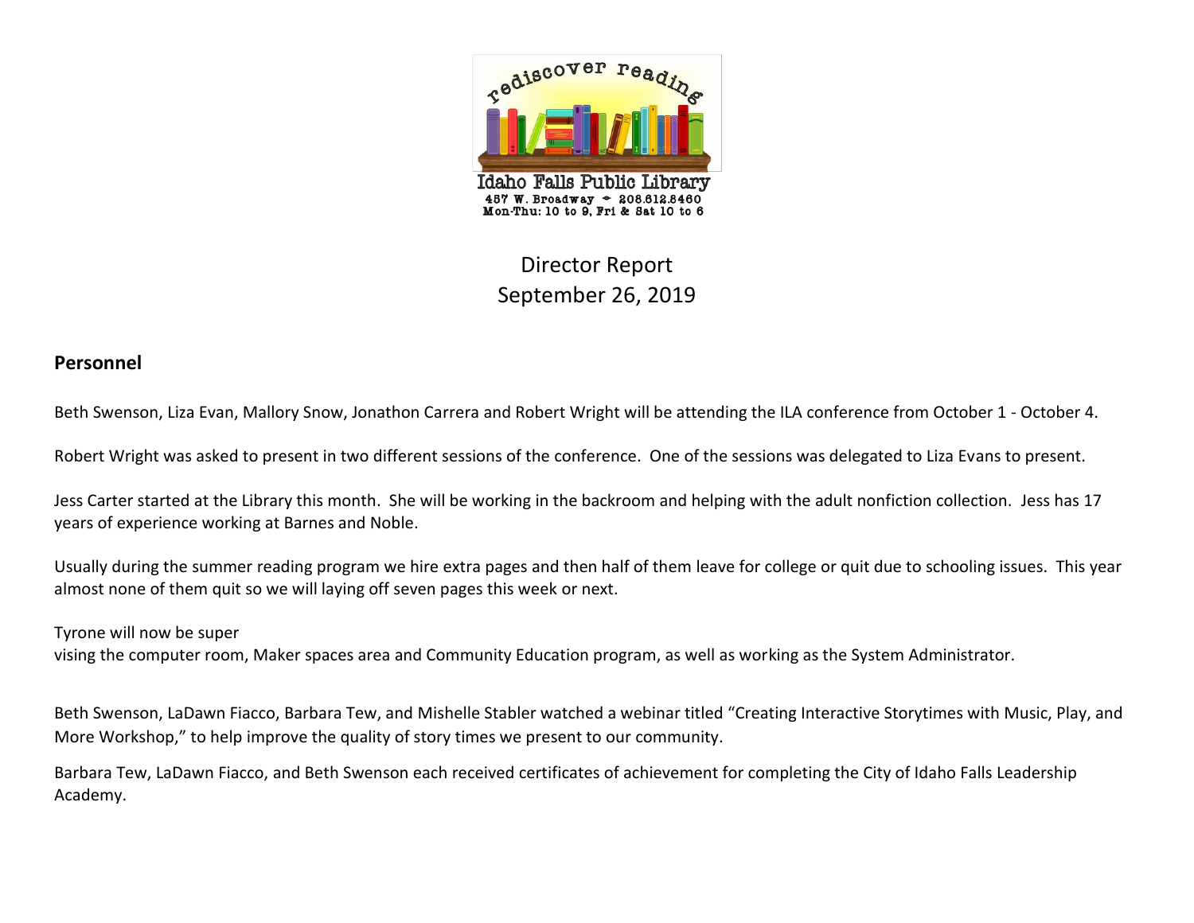Idaho Falls Public Library
457 W. Broadway • 208.612.8460
Mon-Thu: 10 to 9, Fri & Sat 10 to 6

Director Report
September 26, 2019

## Personnel

Beth Swenson, Liza Evan, Mallory Snow, Jonathon Carrera and Robert Wright will be attending the ILA conference from October 1 - October 4.

Robert Wright was asked to present in two different sessions of the conference. One of the sessions was delegated to Liza Evans to present.

Jess Carter started at the Library this month. She will be working in the backroom and helping with the adult nonfiction collection. Jess has 17 years of experience working at Barnes and Noble.

Usually during the summer reading program we hire extra pages and then half of them leave for college or quit due to schooling issues. This year almost none of them quit so we will laying off seven pages this week or next.

Tyrone will now be super
vising the computer room, Maker spaces area and Community Education program, as well as working as the System Administrator.

Beth Swenson, LaDawn Fiacco, Barbara Tew, and Mishelle Stabler watched a webinar titled "Creating Interactive Storytimes with Music, Play, and More Workshop," to help improve the quality of story times we present to our community.

Barbara Tew, LaDawn Fiacco, and Beth Swenson each received certificates of achievement for completing the City of Idaho Falls Leadership Academy.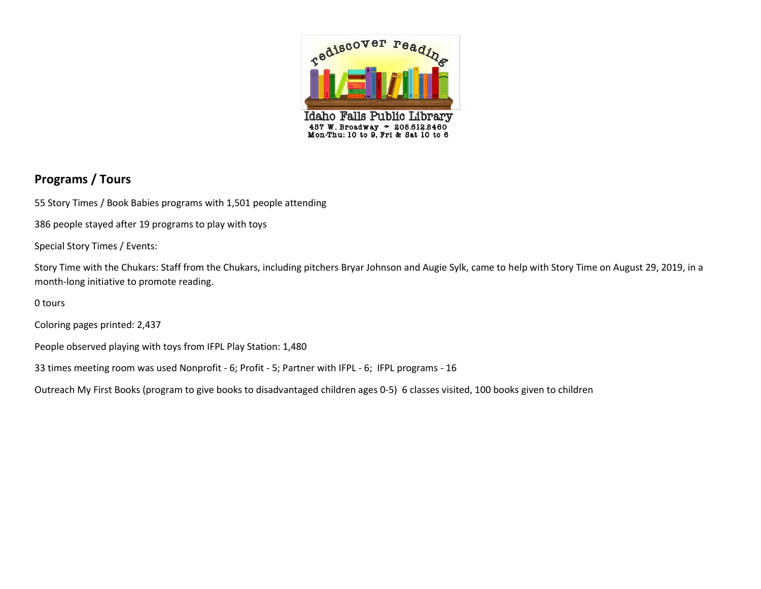Idaho Falls Public Library
457 W. Broadway • 208.612.8460
Mon-Thu: 10 to 9, Fri & Sat 10 to 6

## Programs / Tours

55 Story Times / Book Babies programs with 1,501 people attending

386 people stayed after 19 programs to play with toys

Special Story Times / Events:

Story Time with the Chukars: Staff from the Chukars, including pitchers Bryar Johnson and Augie Sylk, came to help with Story Time on August 29, 2019, in a month-long initiative to promote reading.

0 tours

Coloring pages printed: 2,437

People observed playing with toys from IFPL Play Station: 1,480

33 times meeting room was used Nonprofit - 6; Profit - 5; Partner with IFPL - 6; IFPL programs - 16

Outreach My First Books (program to give books to disadvantaged children ages 0-5) 6 classes visited, 100 books given to children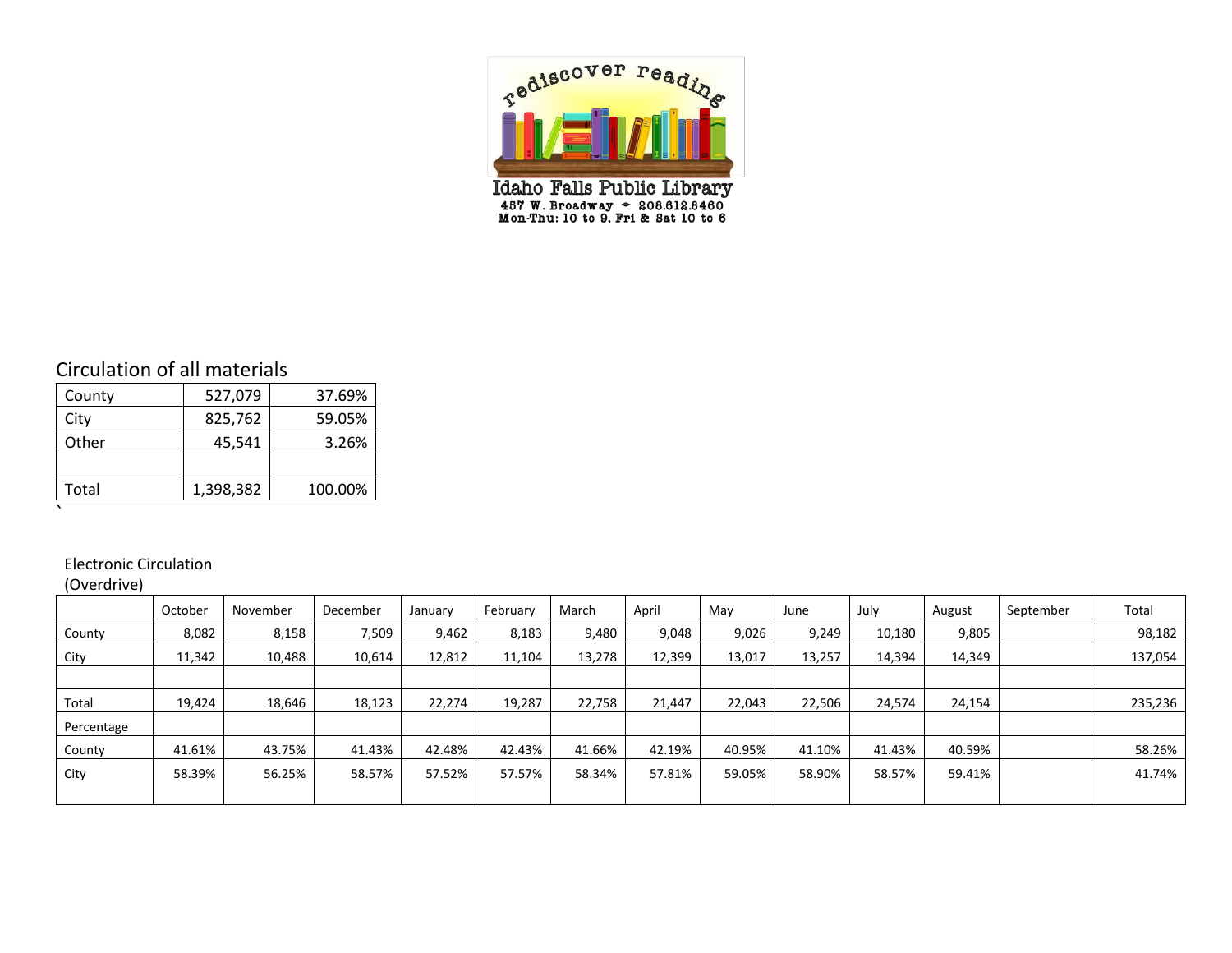rediscover reading

Idaho Falls Public Library
457 W. Broadway ⁃ 208.612.8460
Mon-Thu: 10 to 9, Fri & Sat 10 to 6

## Circulation of all materials

| | | |
|---|---|---|
| County | 527,079 | 37.69% |
| City | 825,762 | 59.05% |
| Other | 45,541 | 3.26% |
| | | |
| Total | 1,398,382 | 100.00% |

`

## Electronic Circulation (Overdrive)

| | October | November | December | January | February | March | April | May | June | July | August | September | Total |
|---|---|---|---|---|---|---|---|---|---|---|---|---|---|
| County | 8,082 | 8,158 | 7,509 | 9,462 | 8,183 | 9,480 | 9,048 | 9,026 | 9,249 | 10,180 | 9,805 | | 98,182 |
| City | 11,342 | 10,488 | 10,614 | 12,812 | 11,104 | 13,278 | 12,399 | 13,017 | 13,257 | 14,394 | 14,349 | | 137,054 |
| | | | | | | | | | | | | | |
| Total | 19,424 | 18,646 | 18,123 | 22,274 | 19,287 | 22,758 | 21,447 | 22,043 | 22,506 | 24,574 | 24,154 | | 235,236 |
| Percentage | | | | | | | | | | | | | |
| County | 41.61% | 43.75% | 41.43% | 42.48% | 42.43% | 41.66% | 42.19% | 40.95% | 41.10% | 41.43% | 40.59% | | 58.26% |
| City | 58.39% | 56.25% | 58.57% | 57.52% | 57.57% | 58.34% | 57.81% | 59.05% | 58.90% | 58.57% | 59.41% | | 41.74% |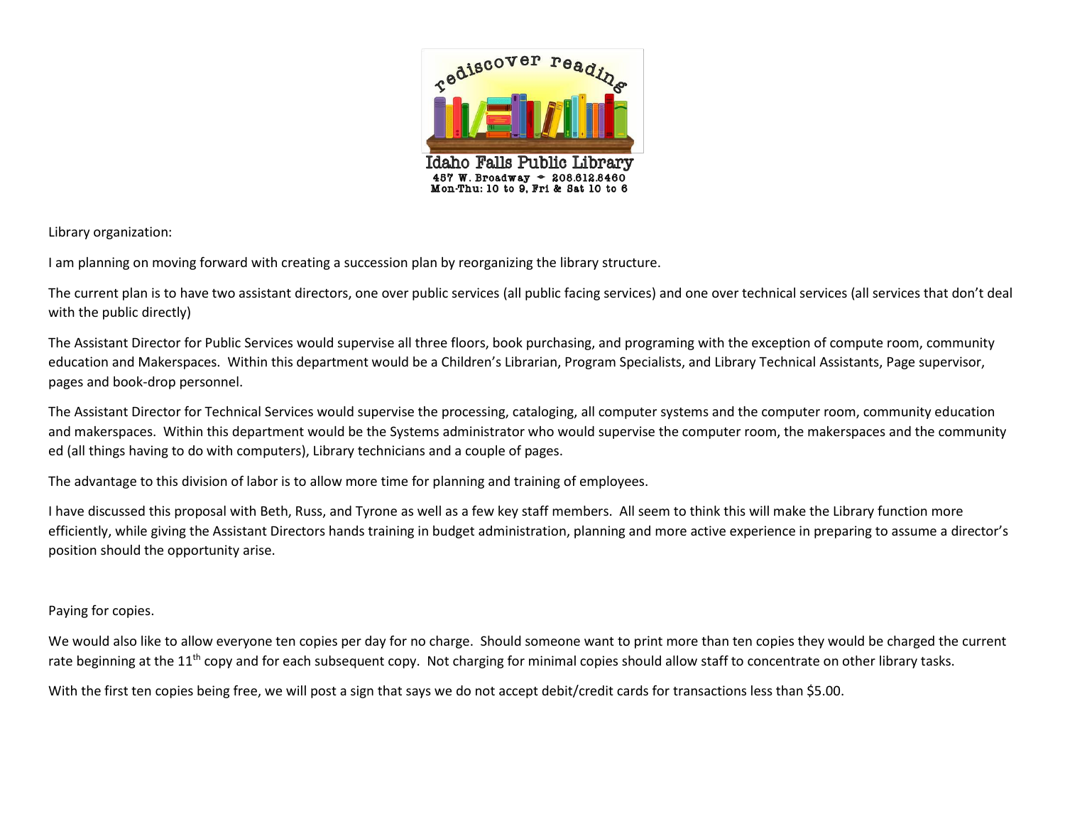rediscover reading

Idaho Falls Public Library
457 W. Broadway • 208.612.8460
Mon-Thu: 10 to 9, Fri & Sat 10 to 6

Library organization:

I am planning on moving forward with creating a succession plan by reorganizing the library structure.

The current plan is to have two assistant directors, one over public services (all public facing services) and one over technical services (all services that don't deal with the public directly)

The Assistant Director for Public Services would supervise all three floors, book purchasing, and programing with the exception of compute room, community education and Makerspaces. Within this department would be a Children's Librarian, Program Specialists, and Library Technical Assistants, Page supervisor, pages and book-drop personnel.

The Assistant Director for Technical Services would supervise the processing, cataloging, all computer systems and the computer room, community education and makerspaces. Within this department would be the Systems administrator who would supervise the computer room, the makerspaces and the community ed (all things having to do with computers), Library technicians and a couple of pages.

The advantage to this division of labor is to allow more time for planning and training of employees.

I have discussed this proposal with Beth, Russ, and Tyrone as well as a few key staff members. All seem to think this will make the Library function more efficiently, while giving the Assistant Directors hands training in budget administration, planning and more active experience in preparing to assume a director's position should the opportunity arise.

Paying for copies.

We would also like to allow everyone ten copies per day for no charge. Should someone want to print more than ten copies they would be charged the current rate beginning at the 11th copy and for each subsequent copy. Not charging for minimal copies should allow staff to concentrate on other library tasks.

With the first ten copies being free, we will post a sign that says we do not accept debit/credit cards for transactions less than $5.00.